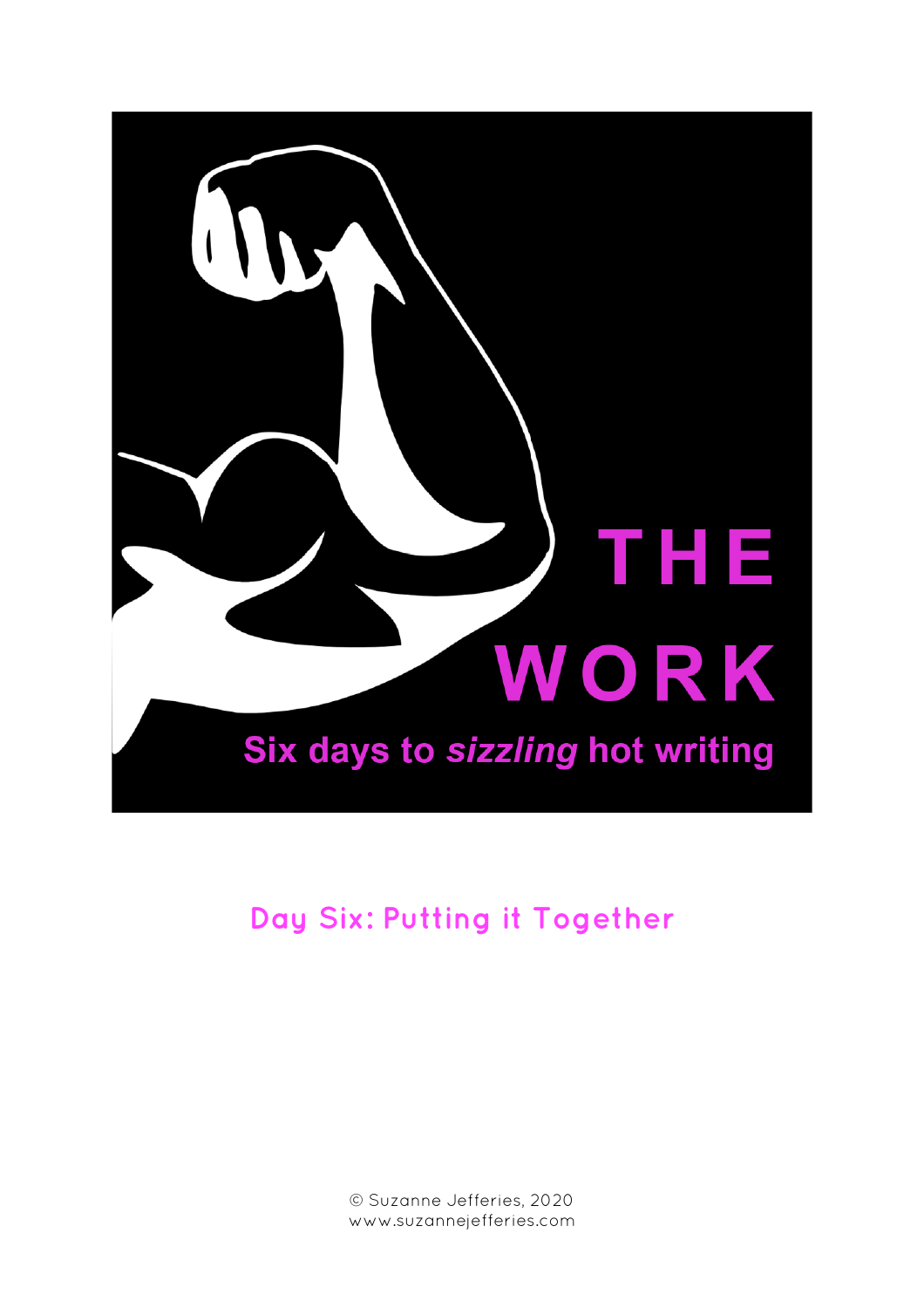# THE WORK

**Six days to *sizzling* hot writing**

## Day Six: Putting it Together

© Suzanne Jefferies, 2020
www.suzannejefferies.com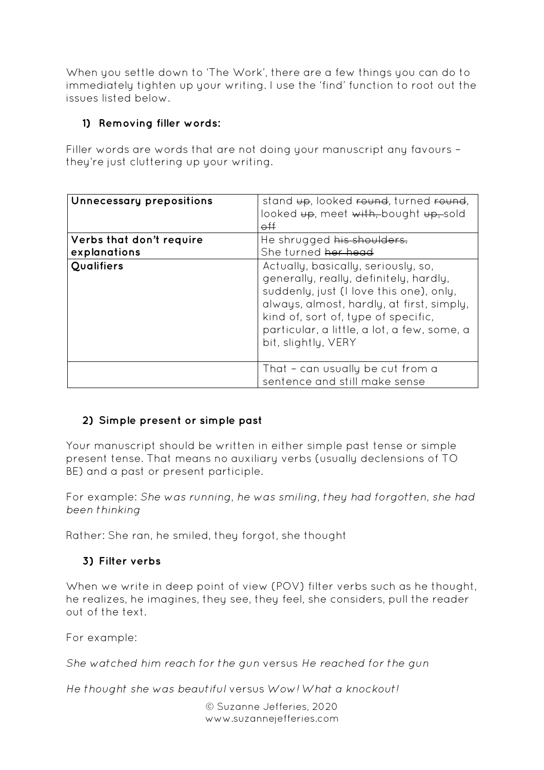When you settle down to 'The Work', there are a few things you can do to immediately tighten up your writing. I use the 'find' function to root out the issues listed below.

### 1) Removing filler words:

Filler words are words that are not doing your manuscript any favours – they're just cluttering up your writing.

| **Unnecessary prepositions** | stand ~~up~~, looked ~~round~~, turned ~~round~~, looked ~~up~~, meet ~~with,~~ bought ~~up,~~ sold ~~off~~ |
| --- | --- |
| **Verbs that don't require explanations** | He shrugged ~~his shoulders.~~<br>She turned ~~her head~~ |
| **Qualifiers** | Actually, basically, seriously, so, generally, really, definitely, hardly, suddenly, just (I love this one), only, always, almost, hardly, at first, simply, kind of, sort of, type of specific, particular, a little, a lot, a few, some, a bit, slightly, VERY |
| | That – can usually be cut from a sentence and still make sense |

### 2) Simple present or simple past

Your manuscript should be written in either simple past tense or simple present tense. That means no auxiliary verbs (usually declensions of TO BE) and a past or present participle.

For example: *She was running, he was smiling, they had forgotten, she had been thinking*

Rather: She ran, he smiled, they forgot, she thought

### 3) Filter verbs

When we write in deep point of view (POV) filter verbs such as he thought, he realizes, he imagines, they see, they feel, she considers, pull the reader out of the text.

For example:

*She watched him reach for the gun* versus *He reached for the gun*

*He thought she was beautiful* versus *Wow! What a knockout!*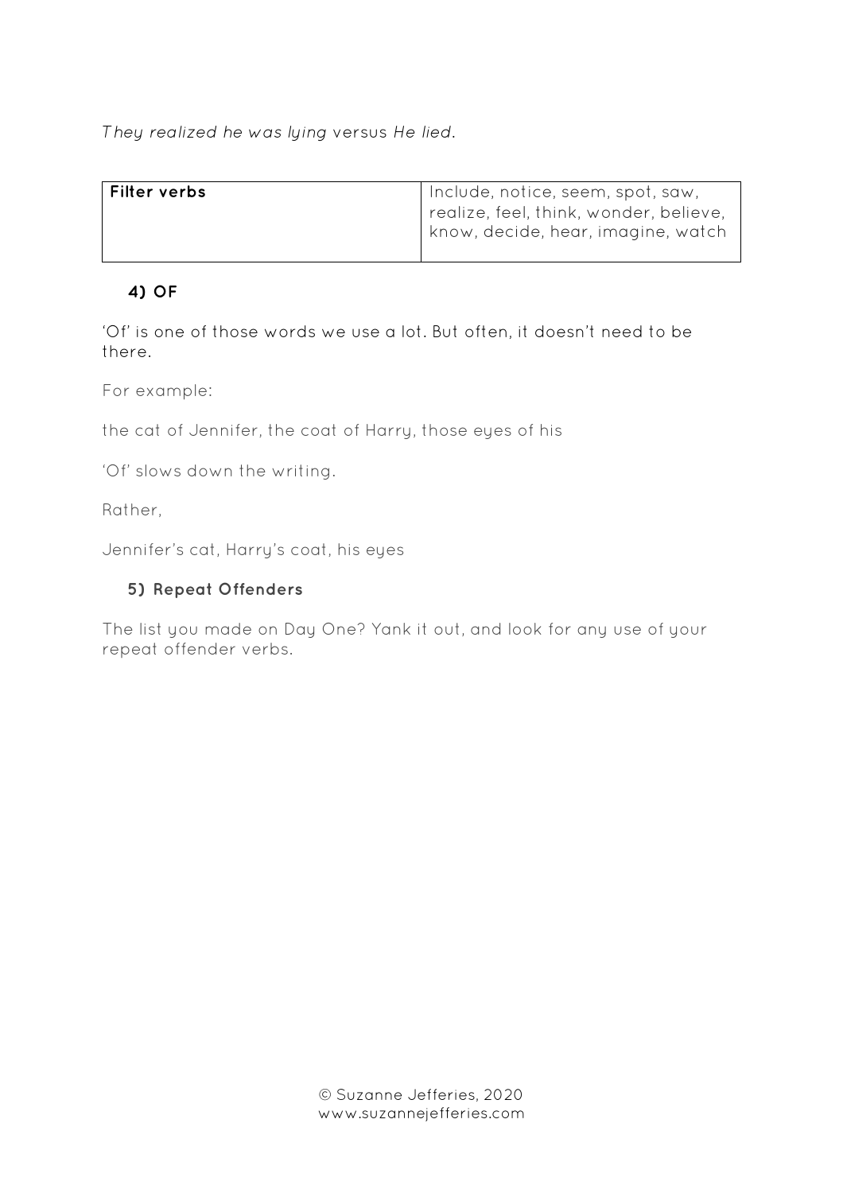*They realized he was lying* versus *He lied*.

| **Filter verbs** | Include, notice, seem, spot, saw, realize, feel, think, wonder, believe, know, decide, hear, imagine, watch |
|---|---|

### 4) OF

'Of' is one of those words we use a lot. But often, it doesn't need to be there.

For example:

the cat of Jennifer, the coat of Harry, those eyes of his

'Of' slows down the writing.

Rather,

Jennifer's cat, Harry's coat, his eyes

### 5) Repeat Offenders

The list you made on Day One? Yank it out, and look for any use of your repeat offender verbs.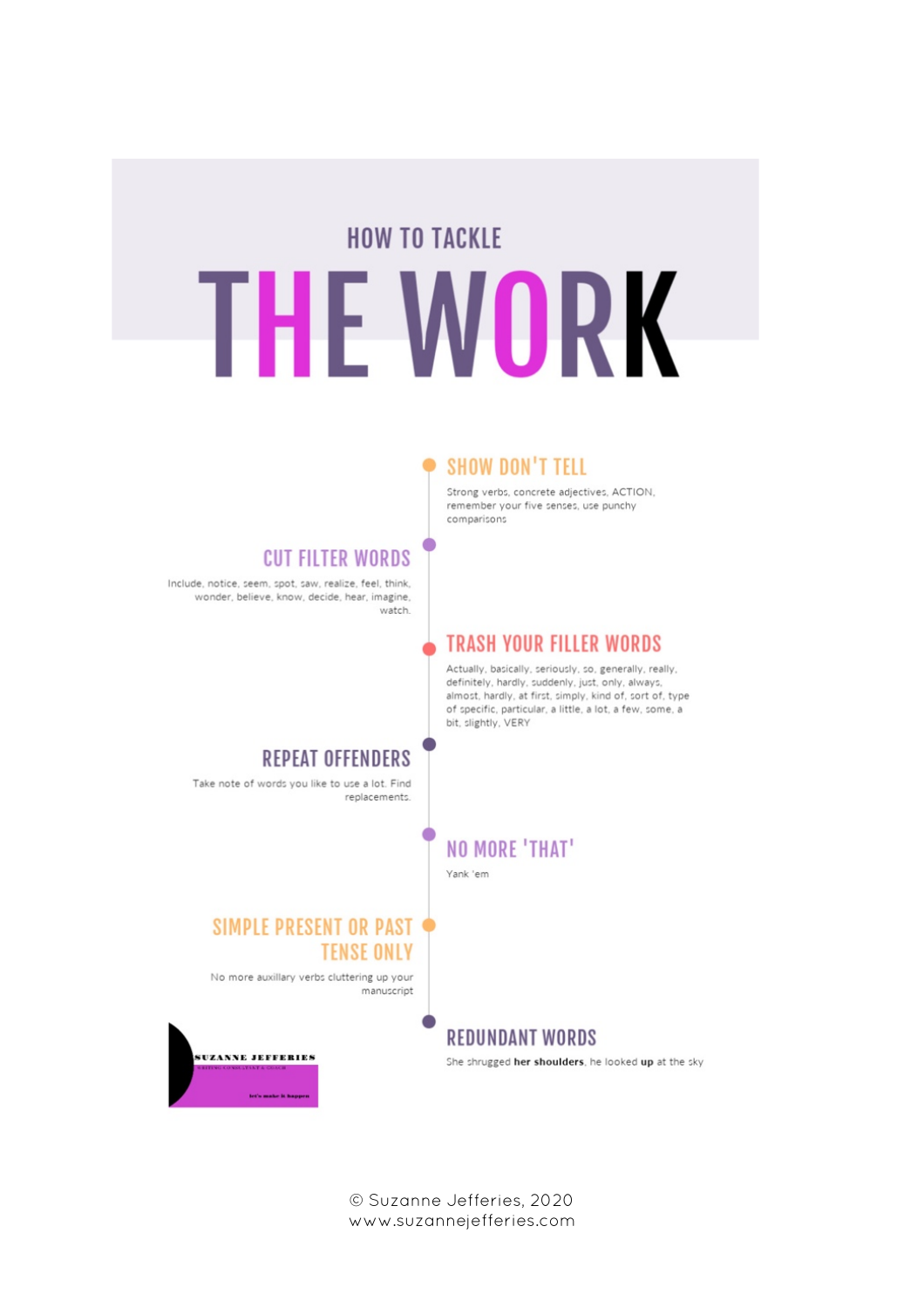## HOW TO TACKLE

# THE WORK

### SHOW DON'T TELL

Strong verbs, concrete adjectives, ACTION, remember your five senses, use punchy comparisons

### CUT FILTER WORDS

Include, notice, seem, spot, saw, realize, feel, think, wonder, believe, know, decide, hear, imagine, watch.

### TRASH YOUR FILLER WORDS

Actually, basically, seriously, so, generally, really, definitely, hardly, suddenly, just, only, always, almost, hardly, at first, simply, kind of, sort of, type of specific, particular, a little, a lot, a few, some, a bit, slightly, VERY

### REPEAT OFFENDERS

Take note of words you like to use a lot. Find replacements.

### NO MORE 'THAT'

Yank 'em

### SIMPLE PRESENT OR PAST TENSE ONLY

No more auxillary verbs cluttering up your manuscript

### REDUNDANT WORDS

She shrugged **her shoulders**, he looked **up** at the sky

SUZANNE JEFFERIES

let's make it happen

© Suzanne Jefferies, 2020
www.suzannejefferies.com